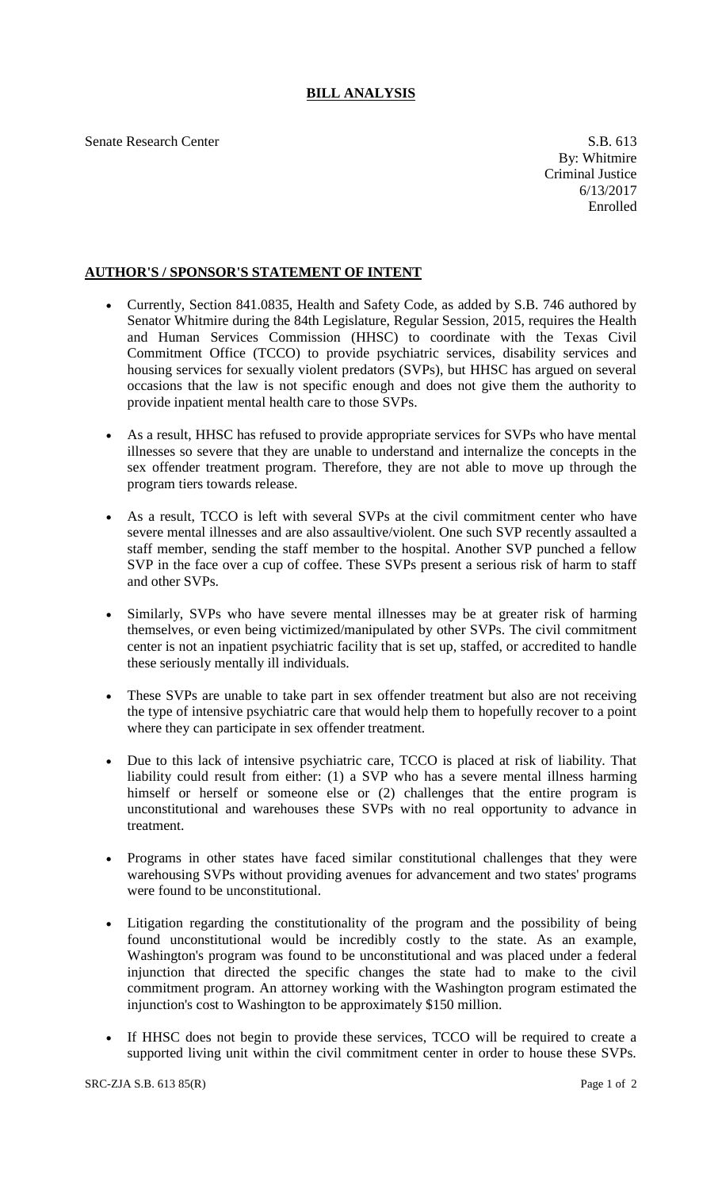# BILL ANALYSIS

Senate Research Center

S.B. 613
By: Whitmire
Criminal Justice
6/13/2017
Enrolled

## AUTHOR'S / SPONSOR'S STATEMENT OF INTENT

- Currently, Section 841.0835, Health and Safety Code, as added by S.B. 746 authored by Senator Whitmire during the 84th Legislature, Regular Session, 2015, requires the Health and Human Services Commission (HHSC) to coordinate with the Texas Civil Commitment Office (TCCO) to provide psychiatric services, disability services and housing services for sexually violent predators (SVPs), but HHSC has argued on several occasions that the law is not specific enough and does not give them the authority to provide inpatient mental health care to those SVPs.

- As a result, HHSC has refused to provide appropriate services for SVPs who have mental illnesses so severe that they are unable to understand and internalize the concepts in the sex offender treatment program. Therefore, they are not able to move up through the program tiers towards release.

- As a result, TCCO is left with several SVPs at the civil commitment center who have severe mental illnesses and are also assaultive/violent. One such SVP recently assaulted a staff member, sending the staff member to the hospital. Another SVP punched a fellow SVP in the face over a cup of coffee. These SVPs present a serious risk of harm to staff and other SVPs.

- Similarly, SVPs who have severe mental illnesses may be at greater risk of harming themselves, or even being victimized/manipulated by other SVPs. The civil commitment center is not an inpatient psychiatric facility that is set up, staffed, or accredited to handle these seriously mentally ill individuals.

- These SVPs are unable to take part in sex offender treatment but also are not receiving the type of intensive psychiatric care that would help them to hopefully recover to a point where they can participate in sex offender treatment.

- Due to this lack of intensive psychiatric care, TCCO is placed at risk of liability. That liability could result from either: (1) a SVP who has a severe mental illness harming himself or herself or someone else or (2) challenges that the entire program is unconstitutional and warehouses these SVPs with no real opportunity to advance in treatment.

- Programs in other states have faced similar constitutional challenges that they were warehousing SVPs without providing avenues for advancement and two states' programs were found to be unconstitutional.

- Litigation regarding the constitutionality of the program and the possibility of being found unconstitutional would be incredibly costly to the state. As an example, Washington's program was found to be unconstitutional and was placed under a federal injunction that directed the specific changes the state had to make to the civil commitment program. An attorney working with the Washington program estimated the injunction's cost to Washington to be approximately $150 million.

- If HHSC does not begin to provide these services, TCCO will be required to create a supported living unit within the civil commitment center in order to house these SVPs.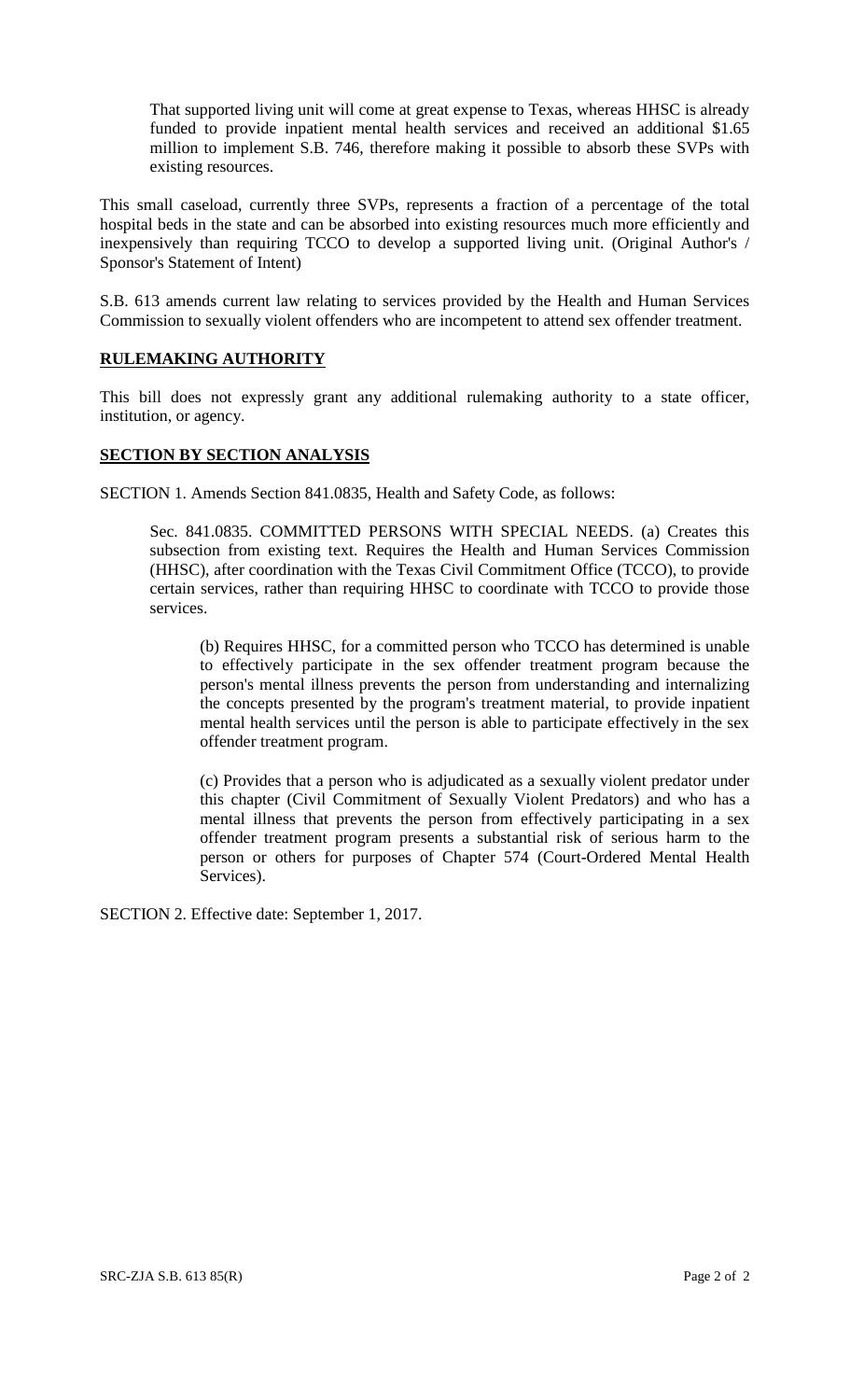That supported living unit will come at great expense to Texas, whereas HHSC is already funded to provide inpatient mental health services and received an additional $1.65 million to implement S.B. 746, therefore making it possible to absorb these SVPs with existing resources.

This small caseload, currently three SVPs, represents a fraction of a percentage of the total hospital beds in the state and can be absorbed into existing resources much more efficiently and inexpensively than requiring TCCO to develop a supported living unit. (Original Author's / Sponsor's Statement of Intent)

S.B. 613 amends current law relating to services provided by the Health and Human Services Commission to sexually violent offenders who are incompetent to attend sex offender treatment.

**RULEMAKING AUTHORITY**

This bill does not expressly grant any additional rulemaking authority to a state officer, institution, or agency.

**SECTION BY SECTION ANALYSIS**

SECTION 1. Amends Section 841.0835, Health and Safety Code, as follows:

Sec. 841.0835. COMMITTED PERSONS WITH SPECIAL NEEDS. (a) Creates this subsection from existing text. Requires the Health and Human Services Commission (HHSC), after coordination with the Texas Civil Commitment Office (TCCO), to provide certain services, rather than requiring HHSC to coordinate with TCCO to provide those services.

(b) Requires HHSC, for a committed person who TCCO has determined is unable to effectively participate in the sex offender treatment program because the person's mental illness prevents the person from understanding and internalizing the concepts presented by the program's treatment material, to provide inpatient mental health services until the person is able to participate effectively in the sex offender treatment program.

(c) Provides that a person who is adjudicated as a sexually violent predator under this chapter (Civil Commitment of Sexually Violent Predators) and who has a mental illness that prevents the person from effectively participating in a sex offender treatment program presents a substantial risk of serious harm to the person or others for purposes of Chapter 574 (Court-Ordered Mental Health Services).

SECTION 2. Effective date: September 1, 2017.

SRC-ZJA S.B. 613 85(R)